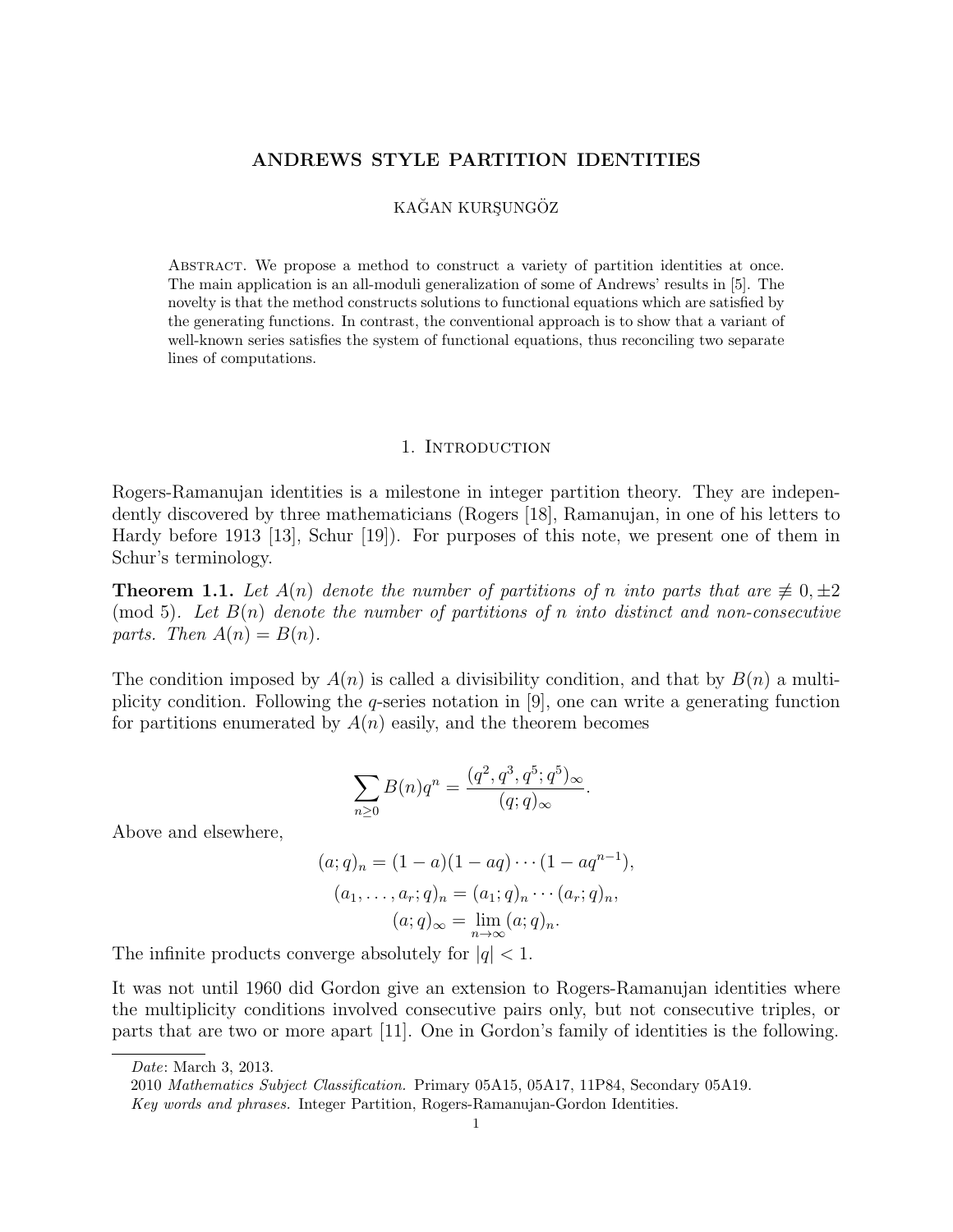# ANDREWS STYLE PARTITION IDENTITIES

KAĞAN KURŞUNGÖZ

Abstract. We propose a method to construct a variety of partition identities at once. The main application is an all-moduli generalization of some of Andrews' results in [5]. The novelty is that the method constructs solutions to functional equations which are satisfied by the generating functions. In contrast, the conventional approach is to show that a variant of well-known series satisfies the system of functional equations, thus reconciling two separate lines of computations.

## 1. Introduction

Rogers-Ramanujan identities is a milestone in integer partition theory. They are independently discovered by three mathematicians (Rogers [18], Ramanujan, in one of his letters to Hardy before 1913 [13], Schur [19]). For purposes of this note, we present one of them in Schur's terminology.

**Theorem 1.1.** *Let $A(n)$ denote the number of partitions of $n$ into parts that are $\not\equiv 0, \pm 2 \pmod 5$. Let $B(n)$ denote the number of partitions of $n$ into distinct and non-consecutive parts. Then $A(n) = B(n)$.*

The condition imposed by $A(n)$ is called a divisibility condition, and that by $B(n)$ a multiplicity condition. Following the $q$-series notation in [9], one can write a generating function for partitions enumerated by $A(n)$ easily, and the theorem becomes

$$\sum_{n \geq 0} B(n) q^n = \frac{(q^2, q^3, q^5; q^5)_\infty}{(q; q)_\infty}.$$

Above and elsewhere,

$$(a; q)_n = (1 - a)(1 - aq) \cdots (1 - aq^{n-1}),$$
$$(a_1, \ldots, a_r; q)_n = (a_1; q)_n \cdots (a_r; q)_n,$$
$$(a; q)_\infty = \lim_{n \to \infty} (a; q)_n.$$

The infinite products converge absolutely for $|q| < 1$.

It was not until 1960 did Gordon give an extension to Rogers-Ramanujan identities where the multiplicity conditions involved consecutive pairs only, but not consecutive triples, or parts that are two or more apart [11]. One in Gordon's family of identities is the following.

*Date*: March 3, 2013.

2010 *Mathematics Subject Classification.* Primary 05A15, 05A17, 11P84, Secondary 05A19.

*Key words and phrases.* Integer Partition, Rogers-Ramanujan-Gordon Identities.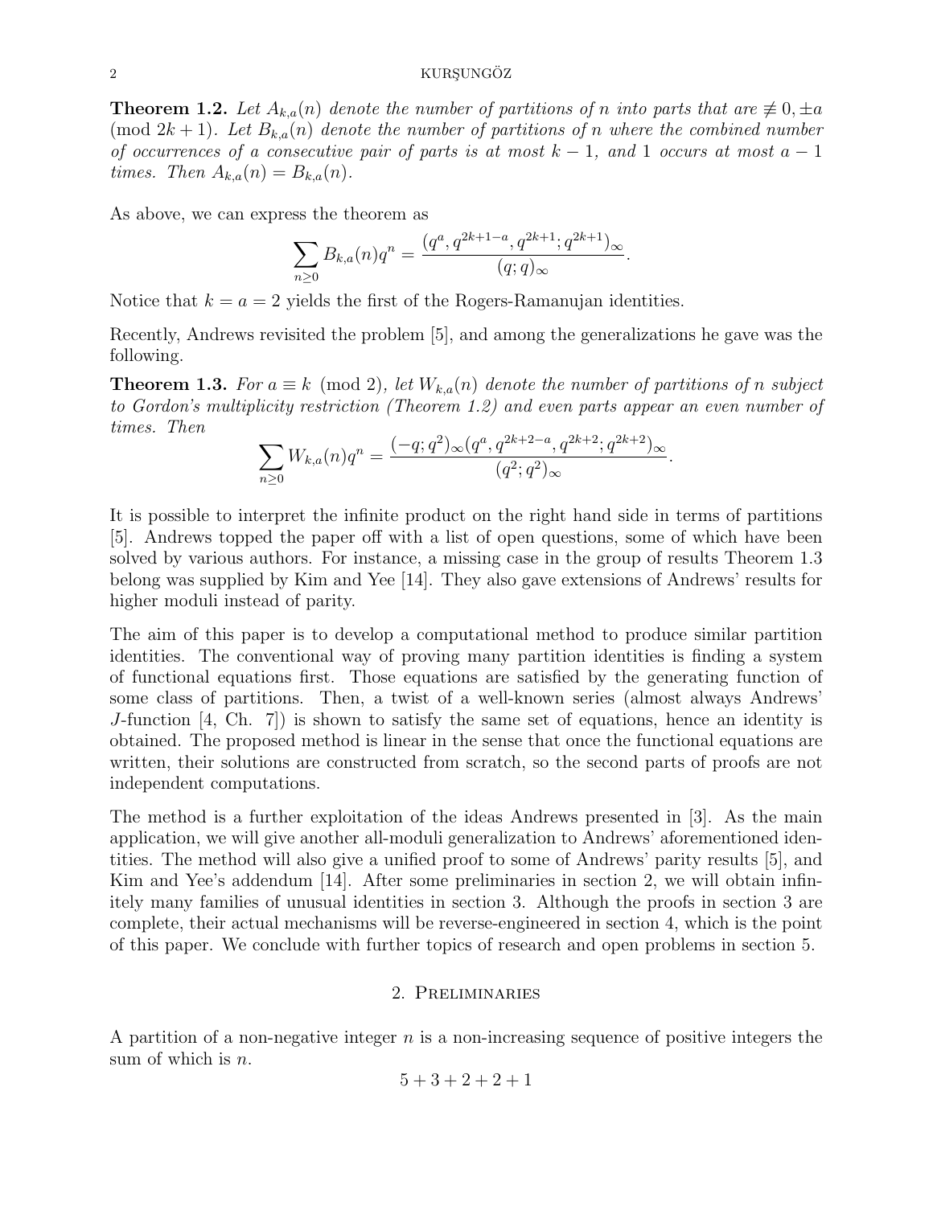**Theorem 1.2.** *Let $A_{k,a}(n)$ denote the number of partitions of $n$ into parts that are $\not\equiv 0, \pm a \pmod{2k+1}$. Let $B_{k,a}(n)$ denote the number of partitions of $n$ where the combined number of occurrences of a consecutive pair of parts is at most $k-1$, and 1 occurs at most $a-1$ times. Then $A_{k,a}(n) = B_{k,a}(n)$.*

As above, we can express the theorem as

$$\sum_{n\geq 0} B_{k,a}(n) q^n = \frac{(q^a, q^{2k+1-a}, q^{2k+1}; q^{2k+1})_\infty}{(q;q)_\infty}.$$

Notice that $k = a = 2$ yields the first of the Rogers-Ramanujan identities.

Recently, Andrews revisited the problem [5], and among the generalizations he gave was the following.

**Theorem 1.3.** *For $a \equiv k \pmod 2$, let $W_{k,a}(n)$ denote the number of partitions of $n$ subject to Gordon's multiplicity restriction (Theorem 1.2) and even parts appear an even number of times. Then*

$$\sum_{n\geq 0} W_{k,a}(n) q^n = \frac{(-q;q^2)_\infty (q^a, q^{2k+2-a}, q^{2k+2}; q^{2k+2})_\infty}{(q^2;q^2)_\infty}.$$

It is possible to interpret the infinite product on the right hand side in terms of partitions [5]. Andrews topped the paper off with a list of open questions, some of which have been solved by various authors. For instance, a missing case in the group of results Theorem 1.3 belong was supplied by Kim and Yee [14]. They also gave extensions of Andrews' results for higher moduli instead of parity.

The aim of this paper is to develop a computational method to produce similar partition identities. The conventional way of proving many partition identities is finding a system of functional equations first. Those equations are satisfied by the generating function of some class of partitions. Then, a twist of a well-known series (almost always Andrews' $J$-function [4, Ch. 7]) is shown to satisfy the same set of equations, hence an identity is obtained. The proposed method is linear in the sense that once the functional equations are written, their solutions are constructed from scratch, so the second parts of proofs are not independent computations.

The method is a further exploitation of the ideas Andrews presented in [3]. As the main application, we will give another all-moduli generalization to Andrews' aforementioned identities. The method will also give a unified proof to some of Andrews' parity results [5], and Kim and Yee's addendum [14]. After some preliminaries in section 2, we will obtain infinitely many families of unusual identities in section 3. Although the proofs in section 3 are complete, their actual mechanisms will be reverse-engineered in section 4, which is the point of this paper. We conclude with further topics of research and open problems in section 5.

## 2. Preliminaries

A partition of a non-negative integer $n$ is a non-increasing sequence of positive integers the sum of which is $n$.

$$5 + 3 + 2 + 2 + 1$$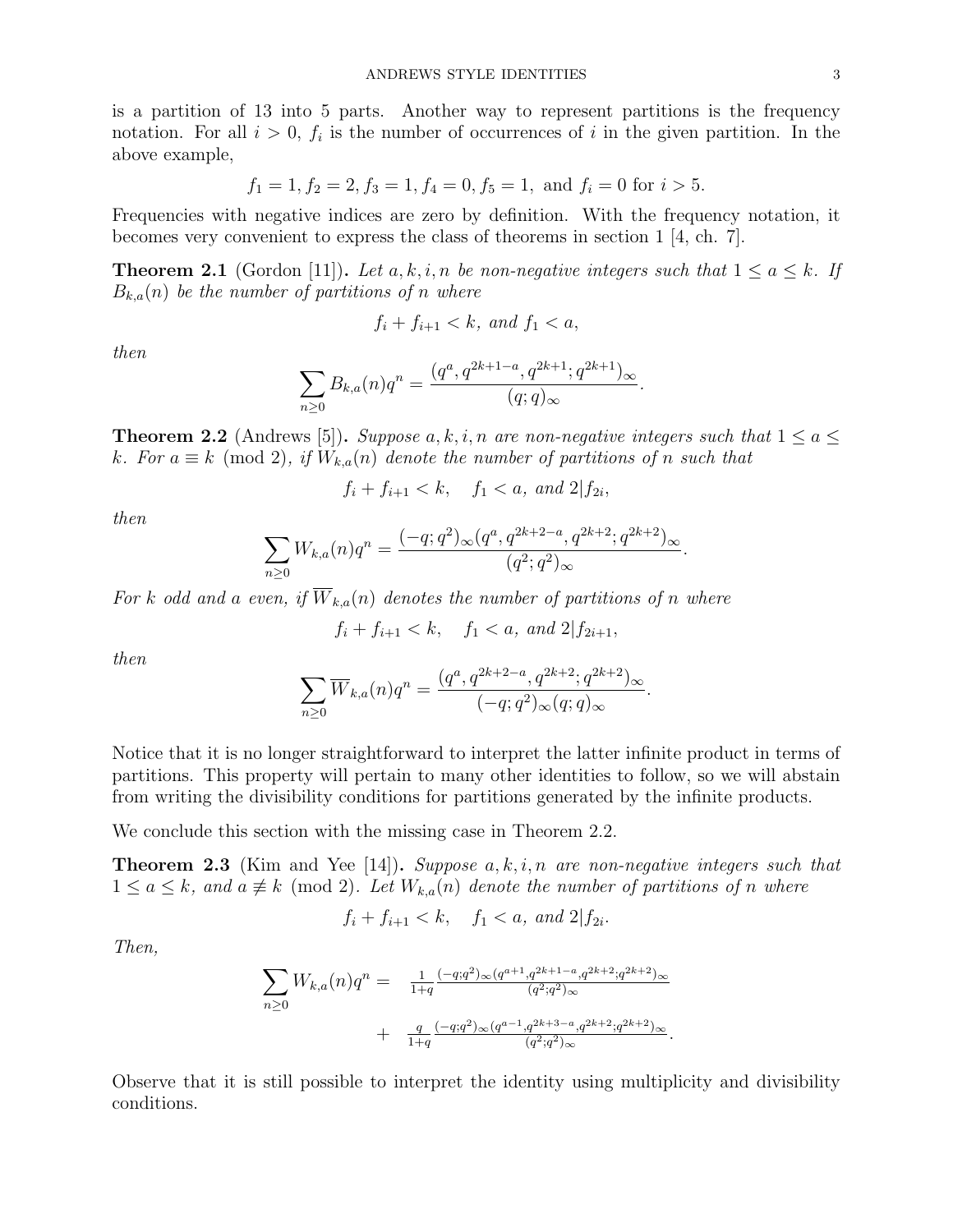is a partition of 13 into 5 parts. Another way to represent partitions is the frequency notation. For all $i > 0$, $f_i$ is the number of occurrences of $i$ in the given partition. In the above example,

$$f_1 = 1, f_2 = 2, f_3 = 1, f_4 = 0, f_5 = 1, \text{ and } f_i = 0 \text{ for } i > 5.$$

Frequencies with negative indices are zero by definition. With the frequency notation, it becomes very convenient to express the class of theorems in section 1 [4, ch. 7].

**Theorem 2.1** (Gordon [11]). *Let $a, k, i, n$ be non-negative integers such that $1 \leq a \leq k$. If $B_{k,a}(n)$ be the number of partitions of $n$ where*

$$f_i + f_{i+1} < k, \text{ and } f_1 < a,$$

*then*

$$\sum_{n \geq 0} B_{k,a}(n) q^n = \frac{(q^a, q^{2k+1-a}, q^{2k+1}; q^{2k+1})_\infty}{(q;q)_\infty}.$$

**Theorem 2.2** (Andrews [5]). *Suppose $a, k, i, n$ are non-negative integers such that $1 \leq a \leq k$. For $a \equiv k \pmod 2$, if $W_{k,a}(n)$ denote the number of partitions of $n$ such that*

$$f_i + f_{i+1} < k, \quad f_1 < a, \text{ and } 2 | f_{2i},$$

*then*

$$\sum_{n \geq 0} W_{k,a}(n) q^n = \frac{(-q;q^2)_\infty (q^a, q^{2k+2-a}, q^{2k+2}; q^{2k+2})_\infty}{(q^2;q^2)_\infty}.$$

*For $k$ odd and $a$ even, if $\overline{W}_{k,a}(n)$ denotes the number of partitions of $n$ where*

$$f_i + f_{i+1} < k, \quad f_1 < a, \text{ and } 2 | f_{2i+1},$$

*then*

$$\sum_{n \geq 0} \overline{W}_{k,a}(n) q^n = \frac{(q^a, q^{2k+2-a}, q^{2k+2}; q^{2k+2})_\infty}{(-q;q^2)_\infty (q;q)_\infty}.$$

Notice that it is no longer straightforward to interpret the latter infinite product in terms of partitions. This property will pertain to many other identities to follow, so we will abstain from writing the divisibility conditions for partitions generated by the infinite products.

We conclude this section with the missing case in Theorem 2.2.

**Theorem 2.3** (Kim and Yee [14]). *Suppose $a, k, i, n$ are non-negative integers such that $1 \leq a \leq k$, and $a \not\equiv k \pmod 2$. Let $W_{k,a}(n)$ denote the number of partitions of $n$ where*

$$f_i + f_{i+1} < k, \quad f_1 < a, \text{ and } 2 | f_{2i}.$$

*Then,*

$$\sum_{n \geq 0} W_{k,a}(n) q^n = \frac{1}{1+q} \frac{(-q;q^2)_\infty (q^{a+1}, q^{2k+1-a}, q^{2k+2}; q^{2k+2})_\infty}{(q^2;q^2)_\infty} + \frac{q}{1+q} \frac{(-q;q^2)_\infty (q^{a-1}, q^{2k+3-a}, q^{2k+2}; q^{2k+2})_\infty}{(q^2;q^2)_\infty}.$$

Observe that it is still possible to interpret the identity using multiplicity and divisibility conditions.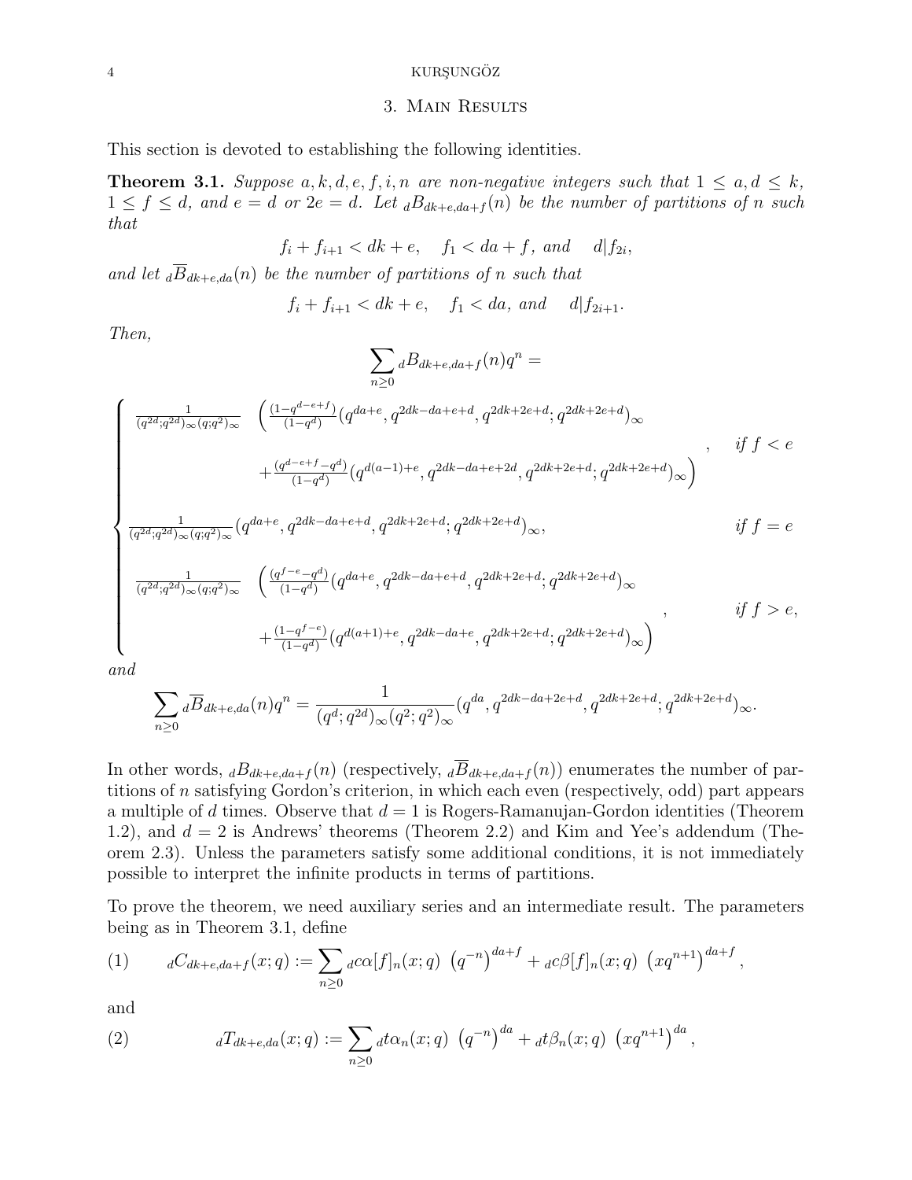## 3. Main Results

This section is devoted to establishing the following identities.

**Theorem 3.1.** *Suppose $a, k, d, e, f, i, n$ are non-negative integers such that $1 \leq a, d \leq k$, $1 \leq f \leq d$, and $e = d$ or $2e = d$. Let ${}_dB_{dk+e,da+f}(n)$ be the number of partitions of $n$ such that*

$$f_i + f_{i+1} < dk + e, \quad f_1 < da + f, \text{ and } \quad d | f_{2i},$$

*and let ${}_d\overline{B}_{dk+e,da}(n)$ be the number of partitions of $n$ such that*

$$f_i + f_{i+1} < dk + e, \quad f_1 < da, \text{ and } \quad d | f_{2i+1}.$$

*Then,*

$$\sum_{n \geq 0} {}_dB_{dk+e,da+f}(n) q^n =$$

$$\begin{cases} \frac{1}{(q^{2d};q^{2d})_\infty (q;q^2)_\infty} \Big( \frac{(1-q^{d-e+f})}{(1-q^d)} (q^{da+e}, q^{2dk-da+e+d}, q^{2dk+2e+d}; q^{2dk+2e+d})_\infty \\ \qquad + \frac{(q^{d-e+f}-q^d)}{(1-q^d)} (q^{d(a-1)+e}, q^{2dk-da+e+2d}, q^{2dk+2e+d}; q^{2dk+2e+d})_\infty \Big), & \text{if } f < e \\ \frac{1}{(q^{2d};q^{2d})_\infty (q;q^2)_\infty} (q^{da+e}, q^{2dk-da+e+d}, q^{2dk+2e+d}; q^{2dk+2e+d})_\infty, & \text{if } f = e \\ \frac{1}{(q^{2d};q^{2d})_\infty (q;q^2)_\infty} \Big( \frac{(q^{f-e}-q^d)}{(1-q^d)} (q^{da+e}, q^{2dk-da+e+d}, q^{2dk+2e+d}; q^{2dk+2e+d})_\infty \\ \qquad + \frac{(1-q^{f-e})}{(1-q^d)} (q^{d(a+1)+e}, q^{2dk-da+e}, q^{2dk+2e+d}; q^{2dk+2e+d})_\infty \Big), & \text{if } f > e, \end{cases}$$

*and*

$$\sum_{n \geq 0} {}_d\overline{B}_{dk+e,da}(n) q^n = \frac{1}{(q^d;q^{2d})_\infty (q^2;q^2)_\infty} (q^{da}, q^{2dk-da+2e+d}, q^{2dk+2e+d}; q^{2dk+2e+d})_\infty.$$

In other words, ${}_dB_{dk+e,da+f}(n)$ (respectively, ${}_d\overline{B}_{dk+e,da+f}(n)$) enumerates the number of partitions of $n$ satisfying Gordon's criterion, in which each even (respectively, odd) part appears a multiple of $d$ times. Observe that $d = 1$ is Rogers-Ramanujan-Gordon identities (Theorem 1.2), and $d = 2$ is Andrews' theorems (Theorem 2.2) and Kim and Yee's addendum (Theorem 2.3). Unless the parameters satisfy some additional conditions, it is not immediately possible to interpret the infinite products in terms of partitions.

To prove the theorem, we need auxiliary series and an intermediate result. The parameters being as in Theorem 3.1, define

$$(1) \qquad {}_dC_{dk+e,da+f}(x;q) := \sum_{n \geq 0} {}_dc\alpha[f]_n(x;q) \, \left(q^{-n}\right)^{da+f} + {}_dc\beta[f]_n(x;q) \, \left(xq^{n+1}\right)^{da+f},$$

and

$$(2) \qquad {}_dT_{dk+e,da}(x;q) := \sum_{n \geq 0} {}_dt\alpha_n(x;q) \, \left(q^{-n}\right)^{da} + {}_dt\beta_n(x;q) \, \left(xq^{n+1}\right)^{da},$$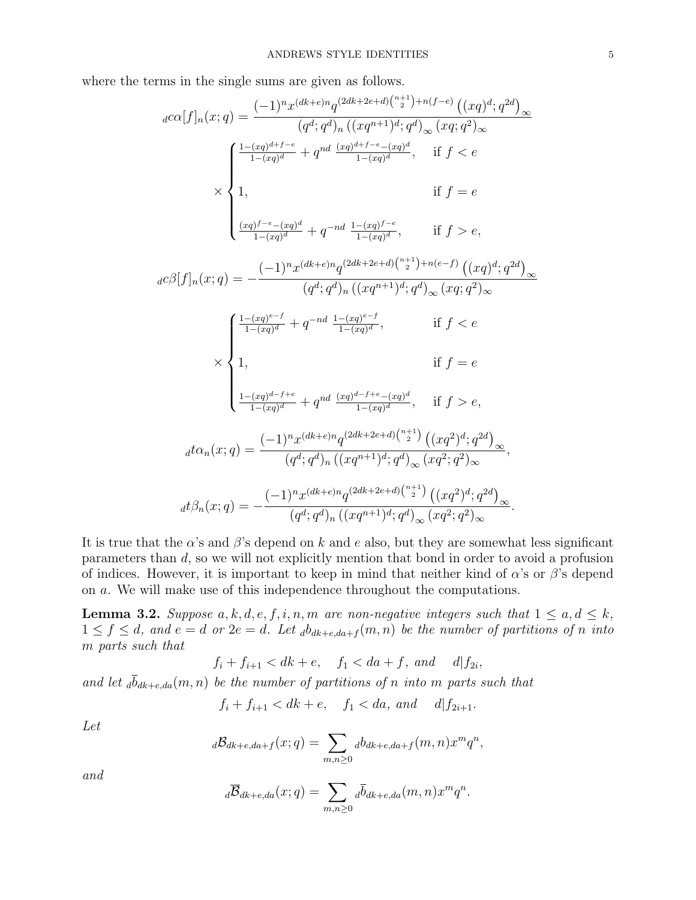where the terms in the single sums are given as follows.

$$
{}_d c\alpha[f]_n(x;q) = \frac{(-1)^n x^{(dk+e)n} q^{(2dk+2e+d)\binom{n+1}{2}+n(f-e)} \left((xq)^d;q^{2d}\right)_\infty}{(q^d;q^d)_n \left((xq^{n+1})^d;q^d\right)_\infty (xq;q^2)_\infty}
$$

$$
\times \begin{cases} \frac{1-(xq)^{d+f-e}}{1-(xq)^d} + q^{nd}\ \frac{(xq)^{d+f-e}-(xq)^d}{1-(xq)^d}, & \text{if } f<e \\[2ex] 1, & \text{if } f=e \\[2ex] \frac{(xq)^{f-e}-(xq)^d}{1-(xq)^d} + q^{-nd}\ \frac{1-(xq)^{f-e}}{1-(xq)^d}, & \text{if } f>e, \end{cases}
$$

$$
{}_d c\beta[f]_n(x;q) = -\frac{(-1)^n x^{(dk+e)n} q^{(2dk+2e+d)\binom{n+1}{2}+n(e-f)} \left((xq)^d;q^{2d}\right)_\infty}{(q^d;q^d)_n \left((xq^{n+1})^d;q^d\right)_\infty (xq;q^2)_\infty}
$$

$$
\times \begin{cases} \frac{1-(xq)^{e-f}}{1-(xq)^d} + q^{-nd}\ \frac{1-(xq)^{e-f}}{1-(xq)^d}, & \text{if } f<e \\[2ex] 1, & \text{if } f=e \\[2ex] \frac{1-(xq)^{d-f+e}}{1-(xq)^d} + q^{nd}\ \frac{(xq)^{d-f+e}-(xq)^d}{1-(xq)^d}, & \text{if } f>e, \end{cases}
$$

$$
{}_d t\alpha_n(x;q) = \frac{(-1)^n x^{(dk+e)n} q^{(2dk+2e+d)\binom{n+1}{2}} \left((xq^2)^d;q^{2d}\right)_\infty}{(q^d;q^d)_n \left((xq^{n+1})^d;q^d\right)_\infty (xq^2;q^2)_\infty},
$$

$$
{}_d t\beta_n(x;q) = -\frac{(-1)^n x^{(dk+e)n} q^{(2dk+2e+d)\binom{n+1}{2}} \left((xq^2)^d;q^{2d}\right)_\infty}{(q^d;q^d)_n \left((xq^{n+1})^d;q^d\right)_\infty (xq^2;q^2)_\infty}.
$$

It is true that the $\alpha$'s and $\beta$'s depend on $k$ and $e$ also, but they are somewhat less significant parameters than $d$, so we will not explicitly mention that bond in order to avoid a profusion of indices. However, it is important to keep in mind that neither kind of $\alpha$'s or $\beta$'s depend on $a$. We will make use of this independence throughout the computations.

**Lemma 3.2.** *Suppose $a,k,d,e,f,i,n,m$ are non-negative integers such that $1 \leq a,d \leq k$, $1 \leq f \leq d$, and $e=d$ or $2e=d$. Let ${}_d b_{dk+e,da+f}(m,n)$ be the number of partitions of $n$ into $m$ parts such that*

$$
f_i + f_{i+1} < dk+e, \quad f_1 < da+f, \text{ and } \quad d|f_{2i},
$$

*and let ${}_d\overline{b}_{dk+e,da}(m,n)$ be the number of partitions of $n$ into $m$ parts such that*

$$
f_i + f_{i+1} < dk+e, \quad f_1 < da, \text{ and } \quad d|f_{2i+1}.
$$

*Let*

$$
{}_d\mathcal{B}_{dk+e,da+f}(x;q) = \sum_{m,n\geq 0} {}_d b_{dk+e,da+f}(m,n) x^m q^n,
$$

*and*

$$
{}_d\overline{\mathcal{B}}_{dk+e,da}(x;q) = \sum_{m,n\geq 0} {}_d\overline{b}_{dk+e,da}(m,n) x^m q^n.
$$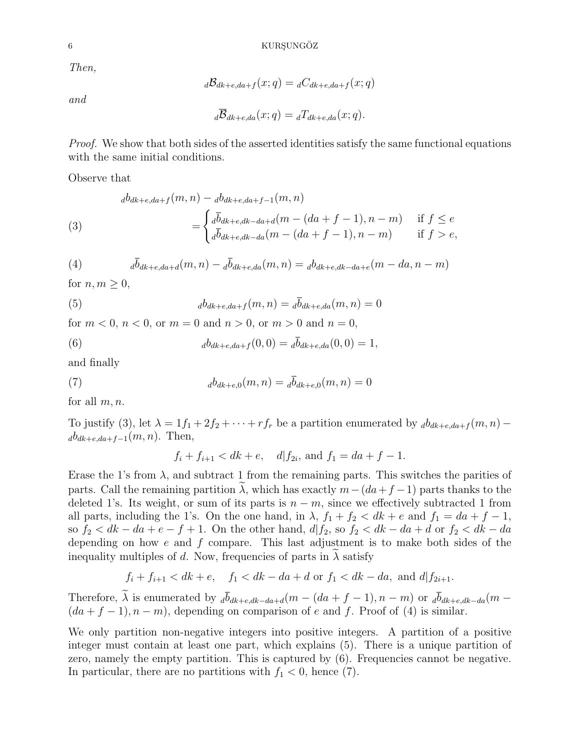*Then,*

$$ {}_d\mathcal{B}_{dk+e,da+f}(x;q) = {}_dC_{dk+e,da+f}(x;q) $$

*and*

$$ {}_d\overline{\mathcal{B}}_{dk+e,da}(x;q) = {}_dT_{dk+e,da}(x;q). $$

*Proof.* We show that both sides of the asserted identities satisfy the same functional equations with the same initial conditions.

Observe that

$$ \begin{aligned} &{}_db_{dk+e,da+f}(m,n) - {}_db_{dk+e,da+f-1}(m,n) \\ &\qquad = \begin{cases} {}_d\overline{b}_{dk+e,dk-da+d}(m-(da+f-1), n-m) & \text{if } f \leq e \\ {}_d\overline{b}_{dk+e,dk-da}(m-(da+f-1), n-m) & \text{if } f > e, \end{cases} \end{aligned} \tag{3} $$

$$ {}_d\overline{b}_{dk+e,da+d}(m,n) - {}_d\overline{b}_{dk+e,da}(m,n) = {}_db_{dk+e,dk-da+e}(m-da, n-m) \tag{4} $$

for $n, m \geq 0$,

$$ {}_db_{dk+e,da+f}(m,n) = {}_d\overline{b}_{dk+e,da}(m,n) = 0 \tag{5} $$

for $m < 0$, $n < 0$, or $m = 0$ and $n > 0$, or $m > 0$ and $n = 0$,

$$ {}_db_{dk+e,da+f}(0,0) = {}_d\overline{b}_{dk+e,da}(0,0) = 1, \tag{6} $$

and finally

$$ {}_db_{dk+e,0}(m,n) = {}_d\overline{b}_{dk+e,0}(m,n) = 0 \tag{7} $$

for all $m, n$.

To justify (3), let $\lambda = 1f_1 + 2f_2 + \cdots + rf_r$ be a partition enumerated by ${}_db_{dk+e,da+f}(m,n) - {}_db_{dk+e,da+f-1}(m,n)$. Then,

$$ f_i + f_{i+1} < dk + e, \quad d | f_{2i}, \text{ and } f_1 = da + f - 1. $$

Erase the 1's from $\lambda$, and subtract 1 from the remaining parts. This switches the parities of parts. Call the remaining partition $\widetilde{\lambda}$, which has exactly $m - (da + f - 1)$ parts thanks to the deleted 1's. Its weight, or sum of its parts is $n - m$, since we effectively subtracted 1 from all parts, including the 1's. On the one hand, in $\lambda$, $f_1 + f_2 < dk + e$ and $f_1 = da + f - 1$, so $f_2 < dk - da + e - f + 1$. On the other hand, $d | f_2$, so $f_2 < dk - da + d$ or $f_2 < dk - da$ depending on how $e$ and $f$ compare. This last adjustment is to make both sides of the inequality multiples of $d$. Now, frequencies of parts in $\widetilde{\lambda}$ satisfy

$$ f_i + f_{i+1} < dk + e, \quad f_1 < dk - da + d \text{ or } f_1 < dk - da, \text{ and } d | f_{2i+1}. $$

Therefore, $\widetilde{\lambda}$ is enumerated by ${}_d\overline{b}_{dk+e,dk-da+d}(m - (da + f - 1), n - m)$ or ${}_d\overline{b}_{dk+e,dk-da}(m - (da + f - 1), n - m)$, depending on comparison of $e$ and $f$. Proof of (4) is similar.

We only partition non-negative integers into positive integers. A partition of a positive integer must contain at least one part, which explains (5). There is a unique partition of zero, namely the empty partition. This is captured by (6). Frequencies cannot be negative. In particular, there are no partitions with $f_1 < 0$, hence (7).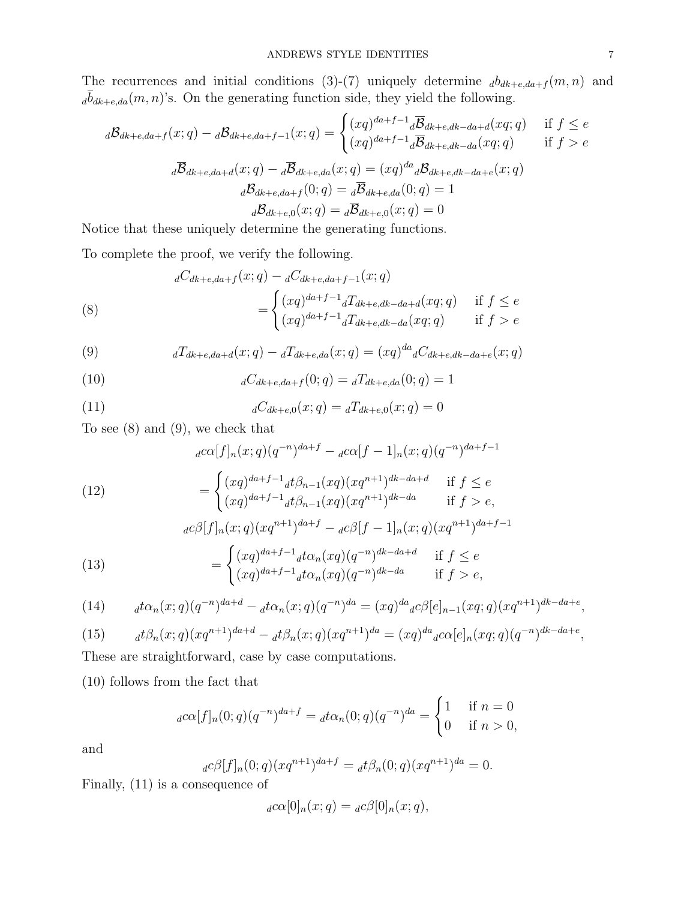The recurrences and initial conditions (3)-(7) uniquely determine ${}_d b_{dk+e,da+f}(m,n)$ and ${}_d \overline{b}_{dk+e,da}(m,n)$'s. On the generating function side, they yield the following.

$$
{}_d\mathcal{B}_{dk+e,da+f}(x;q) - {}_d\mathcal{B}_{dk+e,da+f-1}(x;q) = \begin{cases} (xq)^{da+f-1}{}_d\overline{\mathcal{B}}_{dk+e,dk-da+d}(xq;q) & \text{if } f \leq e \\ (xq)^{da+f-1}{}_d\overline{\mathcal{B}}_{dk+e,dk-da}(xq;q) & \text{if } f > e \end{cases}
$$

$$
{}_d\overline{\mathcal{B}}_{dk+e,da+d}(x;q) - {}_d\overline{\mathcal{B}}_{dk+e,da}(x;q) = (xq)^{da}{}_d\mathcal{B}_{dk+e,dk-da+e}(x;q)
$$

$$
{}_d\mathcal{B}_{dk+e,da+f}(0;q) = {}_d\overline{\mathcal{B}}_{dk+e,da}(0;q) = 1
$$

$$
{}_d\mathcal{B}_{dk+e,0}(x;q) = {}_d\overline{\mathcal{B}}_{dk+e,0}(x;q) = 0
$$

Notice that these uniquely determine the generating functions.

To complete the proof, we verify the following.

$$
{}_dC_{dk+e,da+f}(x;q) - {}_dC_{dk+e,da+f-1}(x;q) = \begin{cases} (xq)^{da+f-1}{}_dT_{dk+e,dk-da+d}(xq;q) & \text{if } f \leq e \\ (xq)^{da+f-1}{}_dT_{dk+e,dk-da}(xq;q) & \text{if } f > e \end{cases} \tag{8}
$$

$$
{}_dT_{dk+e,da+d}(x;q) - {}_dT_{dk+e,da}(x;q) = (xq)^{da}{}_dC_{dk+e,dk-da+e}(x;q) \tag{9}
$$

$$
{}_dC_{dk+e,da+f}(0;q) = {}_dT_{dk+e,da}(0;q) = 1 \tag{10}
$$

$$
{}_dC_{dk+e,0}(x;q) = {}_dT_{dk+e,0}(x;q) = 0 \tag{11}
$$

To see (8) and (9), we check that

$$
{}_dc\alpha[f]_n(x;q)(q^{-n})^{da+f} - {}_dc\alpha[f-1]_n(x;q)(q^{-n})^{da+f-1} = \begin{cases} (xq)^{da+f-1}{}_dt\beta_{n-1}(xq)(xq^{n+1})^{dk-da+d} & \text{if } f \leq e \\ (xq)^{da+f-1}{}_dt\beta_{n-1}(xq)(xq^{n+1})^{dk-da} & \text{if } f > e, \end{cases} \tag{12}
$$

$$
{}_dc\beta[f]_n(x;q)(xq^{n+1})^{da+f} - {}_dc\beta[f-1]_n(x;q)(xq^{n+1})^{da+f-1} = \begin{cases} (xq)^{da+f-1}{}_dt\alpha_n(xq)(q^{-n})^{dk-da+d} & \text{if } f \leq e \\ (xq)^{da+f-1}{}_dt\alpha_n(xq)(q^{-n})^{dk-da} & \text{if } f > e, \end{cases} \tag{13}
$$

$$
{}_dt\alpha_n(x;q)(q^{-n})^{da+d} - {}_dt\alpha_n(x;q)(q^{-n})^{da} = (xq)^{da}{}_dc\beta[e]_{n-1}(xq;q)(xq^{n+1})^{dk-da+e}, \tag{14}
$$

$$
{}_dt\beta_n(x;q)(xq^{n+1})^{da+d} - {}_dt\beta_n(x;q)(xq^{n+1})^{da} = (xq)^{da}{}_dc\alpha[e]_n(xq;q)(q^{-n})^{dk-da+e}, \tag{15}
$$

These are straightforward, case by case computations.

(10) follows from the fact that

$$
{}_dc\alpha[f]_n(0;q)(q^{-n})^{da+f} = {}_dt\alpha_n(0;q)(q^{-n})^{da} = \begin{cases} 1 & \text{if } n = 0 \\ 0 & \text{if } n > 0, \end{cases}
$$

and

$$
{}_dc\beta[f]_n(0;q)(xq^{n+1})^{da+f} = {}_dt\beta_n(0;q)(xq^{n+1})^{da} = 0.
$$

Finally, (11) is a consequence of

$$
{}_dc\alpha[0]_n(x;q) = {}_dc\beta[0]_n(x;q),
$$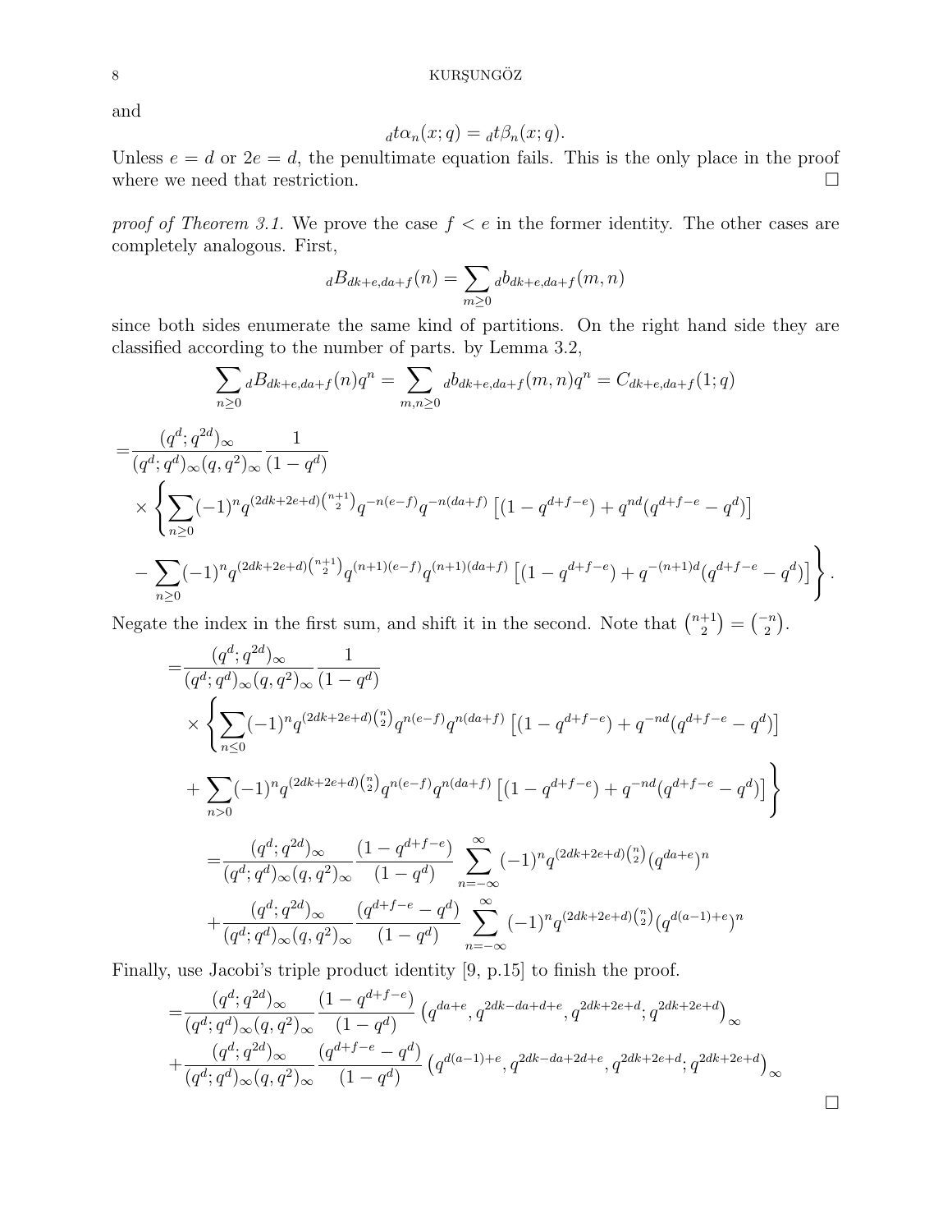and

$$ {}_dt\alpha_n(x;q) = {}_dt\beta_n(x;q). $$

Unless $e = d$ or $2e = d$, the penultimate equation fails. This is the only place in the proof where we need that restriction. $\square$

*proof of Theorem 3.1.* We prove the case $f < e$ in the former identity. The other cases are completely analogous. First,

$$ {}_dB_{dk+e,da+f}(n) = \sum_{m \geq 0} {}_db_{dk+e,da+f}(m,n) $$

since both sides enumerate the same kind of partitions. On the right hand side they are classified according to the number of parts. by Lemma 3.2,

$$ \sum_{n \geq 0} {}_dB_{dk+e,da+f}(n) q^n = \sum_{m,n \geq 0} {}_db_{dk+e,da+f}(m,n) q^n = C_{dk+e,da+f}(1;q) $$

$$
\begin{aligned}
= & \frac{(q^d;q^{2d})_\infty}{(q^d;q^d)_\infty (q,q^2)_\infty} \frac{1}{(1-q^d)} \\
& \times \Bigg\{ \sum_{n \geq 0} (-1)^n q^{(2dk+2e+d)\binom{n+1}{2}} q^{-n(e-f)} q^{-n(da+f)} \left[ (1-q^{d+f-e}) + q^{nd}(q^{d+f-e} - q^d) \right] \\
& - \sum_{n \geq 0} (-1)^n q^{(2dk+2e+d)\binom{n+1}{2}} q^{(n+1)(e-f)} q^{(n+1)(da+f)} \left[ (1-q^{d+f-e}) + q^{-(n+1)d}(q^{d+f-e} - q^d) \right] \Bigg\}.
\end{aligned}
$$

Negate the index in the first sum, and shift it in the second. Note that $\binom{n+1}{2} = \binom{-n}{2}$.

$$
\begin{aligned}
= & \frac{(q^d;q^{2d})_\infty}{(q^d;q^d)_\infty (q,q^2)_\infty} \frac{1}{(1-q^d)} \\
& \times \Bigg\{ \sum_{n \leq 0} (-1)^n q^{(2dk+2e+d)\binom{n}{2}} q^{n(e-f)} q^{n(da+f)} \left[ (1-q^{d+f-e}) + q^{-nd}(q^{d+f-e} - q^d) \right] \\
& + \sum_{n > 0} (-1)^n q^{(2dk+2e+d)\binom{n}{2}} q^{n(e-f)} q^{n(da+f)} \left[ (1-q^{d+f-e}) + q^{-nd}(q^{d+f-e} - q^d) \right] \Bigg\} \\
= & \frac{(q^d;q^{2d})_\infty}{(q^d;q^d)_\infty (q,q^2)_\infty} \frac{(1-q^{d+f-e})}{(1-q^d)} \sum_{n=-\infty}^{\infty} (-1)^n q^{(2dk+2e+d)\binom{n}{2}} (q^{da+e})^n \\
& + \frac{(q^d;q^{2d})_\infty}{(q^d;q^d)_\infty (q,q^2)_\infty} \frac{(q^{d+f-e} - q^d)}{(1-q^d)} \sum_{n=-\infty}^{\infty} (-1)^n q^{(2dk+2e+d)\binom{n}{2}} (q^{d(a-1)+e})^n
\end{aligned}
$$

Finally, use Jacobi's triple product identity [9, p.15] to finish the proof.

$$
\begin{aligned}
= & \frac{(q^d;q^{2d})_\infty}{(q^d;q^d)_\infty (q,q^2)_\infty} \frac{(1-q^{d+f-e})}{(1-q^d)} \left( q^{da+e}, q^{2dk-da+d+e}, q^{2dk+2e+d}; q^{2dk+2e+d} \right)_\infty \\
& + \frac{(q^d;q^{2d})_\infty}{(q^d;q^d)_\infty (q,q^2)_\infty} \frac{(q^{d+f-e} - q^d)}{(1-q^d)} \left( q^{d(a-1)+e}, q^{2dk-da+2d+e}, q^{2dk+2e+d}; q^{2dk+2e+d} \right)_\infty
\end{aligned}
$$

$\square$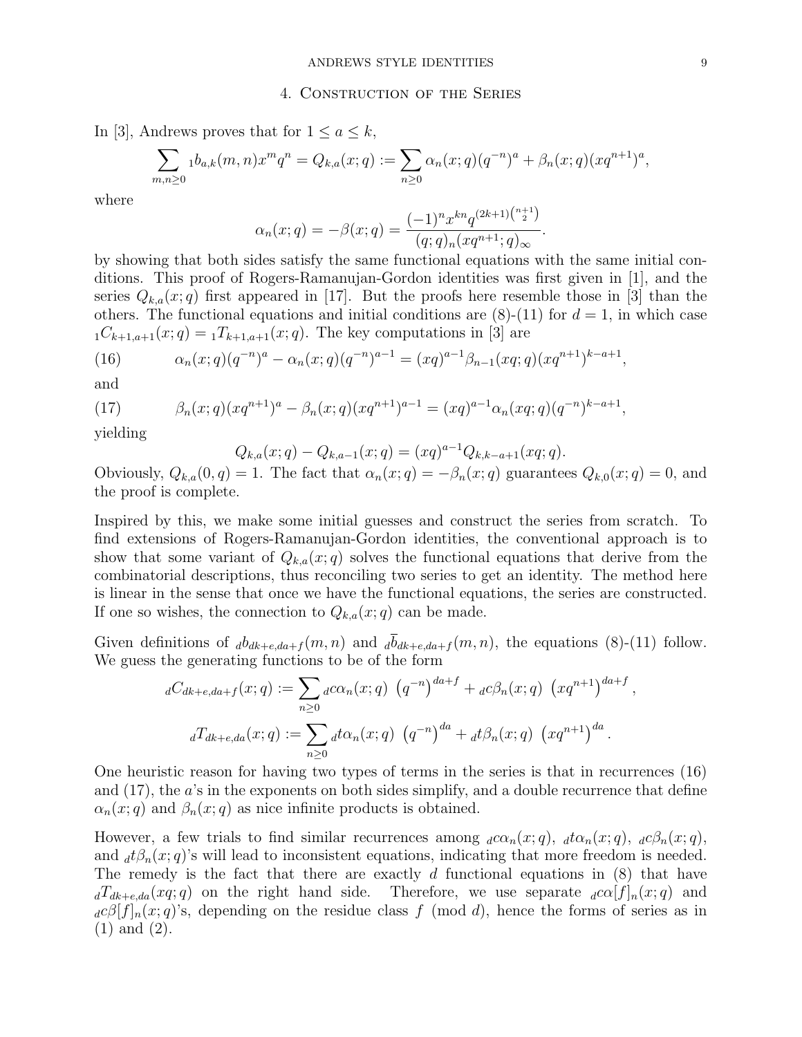## 4. Construction of the Series

In [3], Andrews proves that for $1 \leq a \leq k$,

$$\sum_{m,n\geq 0} {}_1b_{a,k}(m,n)x^m q^n = Q_{k,a}(x;q) := \sum_{n\geq 0} \alpha_n(x;q)(q^{-n})^a + \beta_n(x;q)(xq^{n+1})^a,$$

where

$$\alpha_n(x;q) = -\beta(x;q) = \frac{(-1)^n x^{kn} q^{(2k+1)\binom{n+1}{2}}}{(q;q)_n (xq^{n+1};q)_\infty}.$$

by showing that both sides satisfy the same functional equations with the same initial conditions. This proof of Rogers-Ramanujan-Gordon identities was first given in [1], and the series $Q_{k,a}(x;q)$ first appeared in [17]. But the proofs here resemble those in [3] than the others. The functional equations and initial conditions are (8)-(11) for $d=1$, in which case ${}_1C_{k+1,a+1}(x;q) = {}_1T_{k+1,a+1}(x;q)$. The key computations in [3] are

$$\alpha_n(x;q)(q^{-n})^a - \alpha_n(x;q)(q^{-n})^{a-1} = (xq)^{a-1}\beta_{n-1}(xq;q)(xq^{n+1})^{k-a+1}, \tag{16}$$

and

$$\beta_n(x;q)(xq^{n+1})^a - \beta_n(x;q)(xq^{n+1})^{a-1} = (xq)^{a-1}\alpha_n(xq;q)(q^{-n})^{k-a+1}, \tag{17}$$

yielding

$$Q_{k,a}(x;q) - Q_{k,a-1}(x;q) = (xq)^{a-1}Q_{k,k-a+1}(xq;q).$$

Obviously, $Q_{k,a}(0,q) = 1$. The fact that $\alpha_n(x;q) = -\beta_n(x;q)$ guarantees $Q_{k,0}(x;q) = 0$, and the proof is complete.

Inspired by this, we make some initial guesses and construct the series from scratch. To find extensions of Rogers-Ramanujan-Gordon identities, the conventional approach is to show that some variant of $Q_{k,a}(x;q)$ solves the functional equations that derive from the combinatorial descriptions, thus reconciling two series to get an identity. The method here is linear in the sense that once we have the functional equations, the series are constructed. If one so wishes, the connection to $Q_{k,a}(x;q)$ can be made.

Given definitions of ${}_db_{dk+e,da+f}(m,n)$ and ${}_d\overline{b}_{dk+e,da+f}(m,n)$, the equations (8)-(11) follow. We guess the generating functions to be of the form

$${}_dC_{dk+e,da+f}(x;q) := \sum_{n\geq 0} {}_dc\alpha_n(x;q)\ \left(q^{-n}\right)^{da+f} + {}_dc\beta_n(x;q)\ \left(xq^{n+1}\right)^{da+f},$$

$${}_dT_{dk+e,da}(x;q) := \sum_{n\geq 0} {}_dt\alpha_n(x;q)\ \left(q^{-n}\right)^{da} + {}_dt\beta_n(x;q)\ \left(xq^{n+1}\right)^{da}.$$

One heuristic reason for having two types of terms in the series is that in recurrences (16) and (17), the $a$'s in the exponents on both sides simplify, and a double recurrence that define $\alpha_n(x;q)$ and $\beta_n(x;q)$ as nice infinite products is obtained.

However, a few trials to find similar recurrences among ${}_dc\alpha_n(x;q)$, ${}_dt\alpha_n(x;q)$, ${}_dc\beta_n(x;q)$, and ${}_dt\beta_n(x;q)$'s will lead to inconsistent equations, indicating that more freedom is needed. The remedy is the fact that there are exactly $d$ functional equations in (8) that have ${}_dT_{dk+e,da}(xq;q)$ on the right hand side. Therefore, we use separate ${}_dc\alpha[f]_n(x;q)$ and ${}_dc\beta[f]_n(x;q)$'s, depending on the residue class $f \pmod d$, hence the forms of series as in (1) and (2).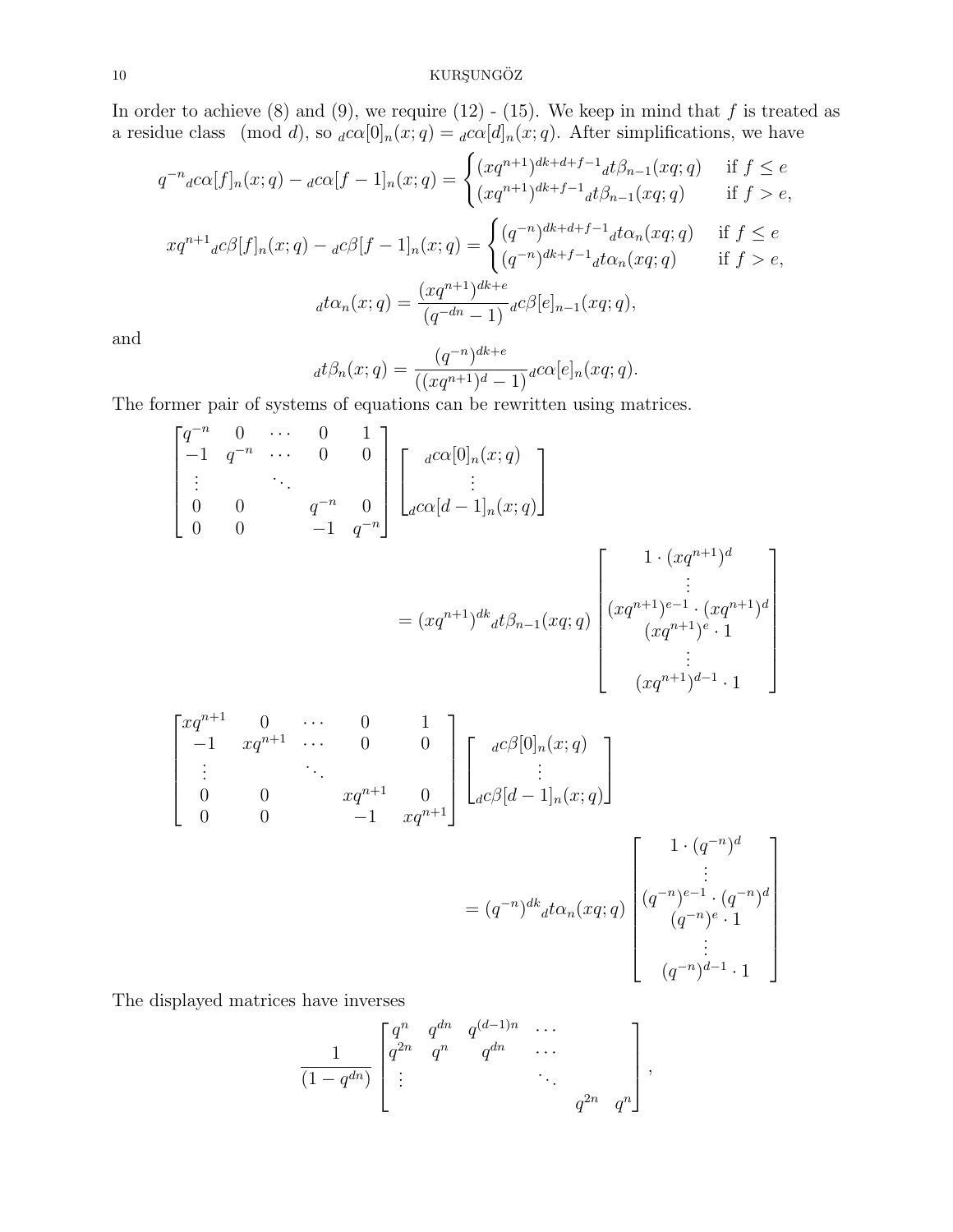In order to achieve (8) and (9), we require (12) - (15). We keep in mind that $f$ is treated as a residue class $\pmod d$, so ${}_dc\alpha[0]_n(x;q) = {}_dc\alpha[d]_n(x;q)$. After simplifications, we have

$$q^{-n}{}_dc\alpha[f]_n(x;q) - {}_dc\alpha[f-1]_n(x;q) = \begin{cases} (xq^{n+1})^{dk+d+f-1}{}_dt\beta_{n-1}(xq;q) & \text{if } f \leq e \\ (xq^{n+1})^{dk+f-1}{}_dt\beta_{n-1}(xq;q) & \text{if } f > e, \end{cases}$$

$$xq^{n+1}{}_dc\beta[f]_n(x;q) - {}_dc\beta[f-1]_n(x;q) = \begin{cases} (q^{-n})^{dk+d+f-1}{}_dt\alpha_n(xq;q) & \text{if } f \leq e \\ (q^{-n})^{dk+f-1}{}_dt\alpha_n(xq;q) & \text{if } f > e, \end{cases}$$

$${}_dt\alpha_n(x;q) = \frac{(xq^{n+1})^{dk+e}}{(q^{-dn}-1)}{}_dc\beta[e]_{n-1}(xq;q),$$

and

$${}_dt\beta_n(x;q) = \frac{(q^{-n})^{dk+e}}{((xq^{n+1})^d - 1)}{}_dc\alpha[e]_n(xq;q).$$

The former pair of systems of equations can be rewritten using matrices.

$$\begin{bmatrix} q^{-n} & 0 & \cdots & 0 & 1 \\ -1 & q^{-n} & \cdots & 0 & 0 \\ \vdots & & \ddots & & \\ 0 & 0 & & q^{-n} & 0 \\ 0 & 0 & & -1 & q^{-n} \end{bmatrix} \begin{bmatrix} {}_dc\alpha[0]_n(x;q) \\ \vdots \\ {}_dc\alpha[d-1]_n(x;q) \end{bmatrix} = (xq^{n+1})^{dk}{}_dt\beta_{n-1}(xq;q) \begin{bmatrix} 1 \cdot (xq^{n+1})^d \\ \vdots \\ (xq^{n+1})^{e-1} \cdot (xq^{n+1})^d \\ (xq^{n+1})^e \cdot 1 \\ \vdots \\ (xq^{n+1})^{d-1} \cdot 1 \end{bmatrix}$$

$$\begin{bmatrix} xq^{n+1} & 0 & \cdots & 0 & 1 \\ -1 & xq^{n+1} & \cdots & 0 & 0 \\ \vdots & & \ddots & & \\ 0 & 0 & & xq^{n+1} & 0 \\ 0 & 0 & & -1 & xq^{n+1} \end{bmatrix} \begin{bmatrix} {}_dc\beta[0]_n(x;q) \\ \vdots \\ {}_dc\beta[d-1]_n(x;q) \end{bmatrix} = (q^{-n})^{dk}{}_dt\alpha_n(xq;q) \begin{bmatrix} 1 \cdot (q^{-n})^d \\ \vdots \\ (q^{-n})^{e-1} \cdot (q^{-n})^d \\ (q^{-n})^e \cdot 1 \\ \vdots \\ (q^{-n})^{d-1} \cdot 1 \end{bmatrix}$$

The displayed matrices have inverses

$$\frac{1}{(1-q^{dn})} \begin{bmatrix} q^n & q^{dn} & q^{(d-1)n} & \cdots & & \\ q^{2n} & q^n & q^{dn} & \cdots & & \\ \vdots & & & \ddots & & \\ & & & & q^{2n} & q^n \end{bmatrix},$$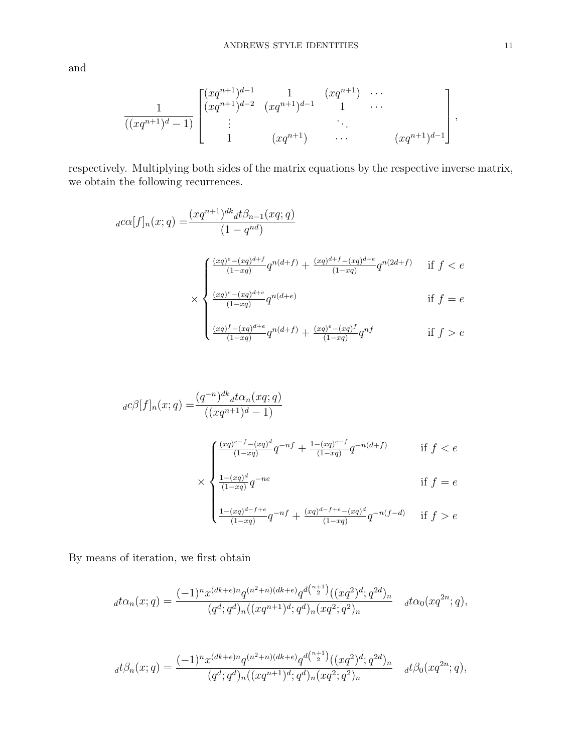and

$$
\frac{1}{((xq^{n+1})^d - 1)} \begin{bmatrix} (xq^{n+1})^{d-1} & 1 & (xq^{n+1}) & \cdots & \\ (xq^{n+1})^{d-2} & (xq^{n+1})^{d-1} & 1 & \cdots & \\ \vdots & & \ddots & & \\ 1 & (xq^{n+1}) & \cdots & & (xq^{n+1})^{d-1} \end{bmatrix},
$$

respectively. Multiplying both sides of the matrix equations by the respective inverse matrix, we obtain the following recurrences.

$$
{}_d c\alpha[f]_n(x;q) = \frac{(xq^{n+1})^{dk}\,{}_d t\beta_{n-1}(xq;q)}{(1-q^{nd})}
$$

$$
\times \begin{cases} \frac{(xq)^e - (xq)^{d+f}}{(1-xq)} q^{n(d+f)} + \frac{(xq)^{d+f} - (xq)^{d+e}}{(1-xq)} q^{n(2d+f)} & \text{if } f < e \\[2ex] \frac{(xq)^e - (xq)^{d+e}}{(1-xq)} q^{n(d+e)} & \text{if } f = e \\[2ex] \frac{(xq)^f - (xq)^{d+e}}{(1-xq)} q^{n(d+f)} + \frac{(xq)^e - (xq)^f}{(1-xq)} q^{nf} & \text{if } f > e \end{cases}
$$

$$
{}_d c\beta[f]_n(x;q) = \frac{(q^{-n})^{dk}\,{}_d t\alpha_n(xq;q)}{((xq^{n+1})^d - 1)}
$$

$$
\times \begin{cases} \frac{(xq)^{e-f} - (xq)^d}{(1-xq)} q^{-nf} + \frac{1-(xq)^{e-f}}{(1-xq)} q^{-n(d+f)} & \text{if } f < e \\[2ex] \frac{1-(xq)^d}{(1-xq)} q^{-ne} & \text{if } f = e \\[2ex] \frac{1-(xq)^{d-f+e}}{(1-xq)} q^{-nf} + \frac{(xq)^{d-f+e} - (xq)^d}{(1-xq)} q^{-n(f-d)} & \text{if } f > e \end{cases}
$$

By means of iteration, we first obtain

$$
{}_d t\alpha_n(x;q) = \frac{(-1)^n x^{(dk+e)n} q^{(n^2+n)(dk+e)} q^{d\binom{n+1}{2}} ((xq^2)^d; q^{2d})_n}{(q^d;q^d)_n ((xq^{n+1})^d; q^d)_n (xq^2;q^2)_n} \quad {}_d t\alpha_0(xq^{2n};q),
$$

$$
{}_d t\beta_n(x;q) = \frac{(-1)^n x^{(dk+e)n} q^{(n^2+n)(dk+e)} q^{d\binom{n+1}{2}} ((xq^2)^d; q^{2d})_n}{(q^d;q^d)_n ((xq^{n+1})^d; q^d)_n (xq^2;q^2)_n} \quad {}_d t\beta_0(xq^{2n};q),
$$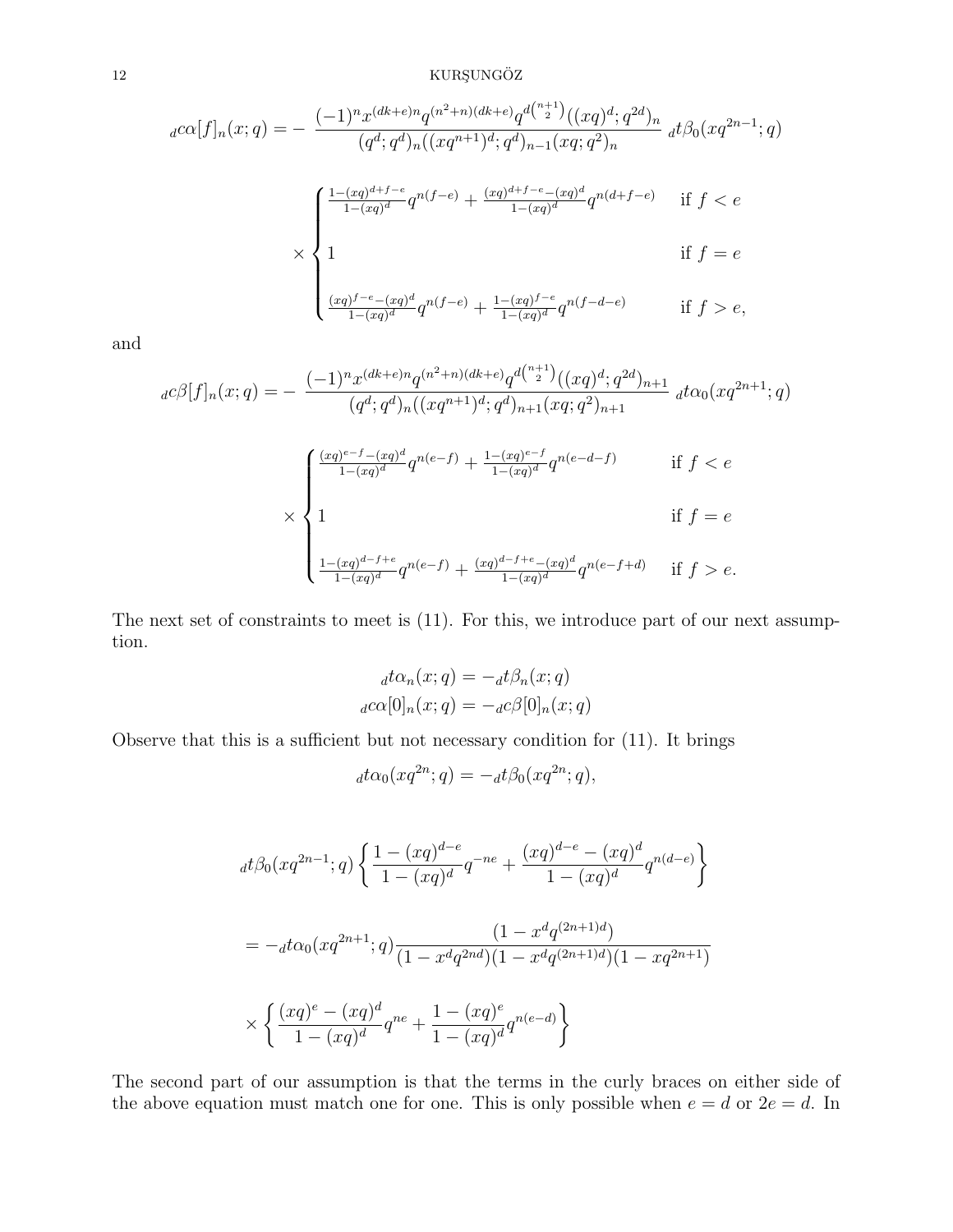$$
{}_dc\alpha[f]_n(x;q) = - \frac{(-1)^n x^{(dk+e)n} q^{(n^2+n)(dk+e)} q^{d\binom{n+1}{2}} ((xq)^d;q^{2d})_n}{(q^d;q^d)_n ((xq^{n+1})^d;q^d)_{n-1} (xq;q^2)_n} \; {}_dt\beta_0(xq^{2n-1};q)
$$

$$
\times \begin{cases} \frac{1-(xq)^{d+f-e}}{1-(xq)^d} q^{n(f-e)} + \frac{(xq)^{d+f-e}-(xq)^d}{1-(xq)^d} q^{n(d+f-e)} & \text{if } f < e \\ 1 & \text{if } f = e \\ \frac{(xq)^{f-e}-(xq)^d}{1-(xq)^d} q^{n(f-e)} + \frac{1-(xq)^{f-e}}{1-(xq)^d} q^{n(f-d-e)} & \text{if } f > e, \end{cases}
$$

and

$$
{}_dc\beta[f]_n(x;q) = - \frac{(-1)^n x^{(dk+e)n} q^{(n^2+n)(dk+e)} q^{d\binom{n+1}{2}} ((xq)^d;q^{2d})_{n+1}}{(q^d;q^d)_n ((xq^{n+1})^d;q^d)_{n+1} (xq;q^2)_{n+1}} \; {}_dt\alpha_0(xq^{2n+1};q)
$$

$$
\times \begin{cases} \frac{(xq)^{e-f}-(xq)^d}{1-(xq)^d} q^{n(e-f)} + \frac{1-(xq)^{e-f}}{1-(xq)^d} q^{n(e-d-f)} & \text{if } f < e \\ 1 & \text{if } f = e \\ \frac{1-(xq)^{d-f+e}}{1-(xq)^d} q^{n(e-f)} + \frac{(xq)^{d-f+e}-(xq)^d}{1-(xq)^d} q^{n(e-f+d)} & \text{if } f > e. \end{cases}
$$

The next set of constraints to meet is (11). For this, we introduce part of our next assumption.

$$
{}_dt\alpha_n(x;q) = -{}_dt\beta_n(x;q)
$$
$$
{}_dc\alpha[0]_n(x;q) = -{}_dc\beta[0]_n(x;q)
$$

Observe that this is a sufficient but not necessary condition for (11). It brings

$$
{}_dt\alpha_0(xq^{2n};q) = -{}_dt\beta_0(xq^{2n};q),
$$

$$
{}_dt\beta_0(xq^{2n-1};q) \left\{ \frac{1-(xq)^{d-e}}{1-(xq)^d} q^{-ne} + \frac{(xq)^{d-e}-(xq)^d}{1-(xq)^d} q^{n(d-e)} \right\}
$$

$$
= -{}_dt\alpha_0(xq^{2n+1};q) \frac{(1-x^d q^{(2n+1)d})}{(1-x^d q^{2nd})(1-x^d q^{(2n+1)d})(1-xq^{2n+1})}
$$

$$
\times \left\{ \frac{(xq)^e-(xq)^d}{1-(xq)^d} q^{ne} + \frac{1-(xq)^e}{1-(xq)^d} q^{n(e-d)} \right\}
$$

The second part of our assumption is that the terms in the curly braces on either side of the above equation must match one for one. This is only possible when $e = d$ or $2e = d$. In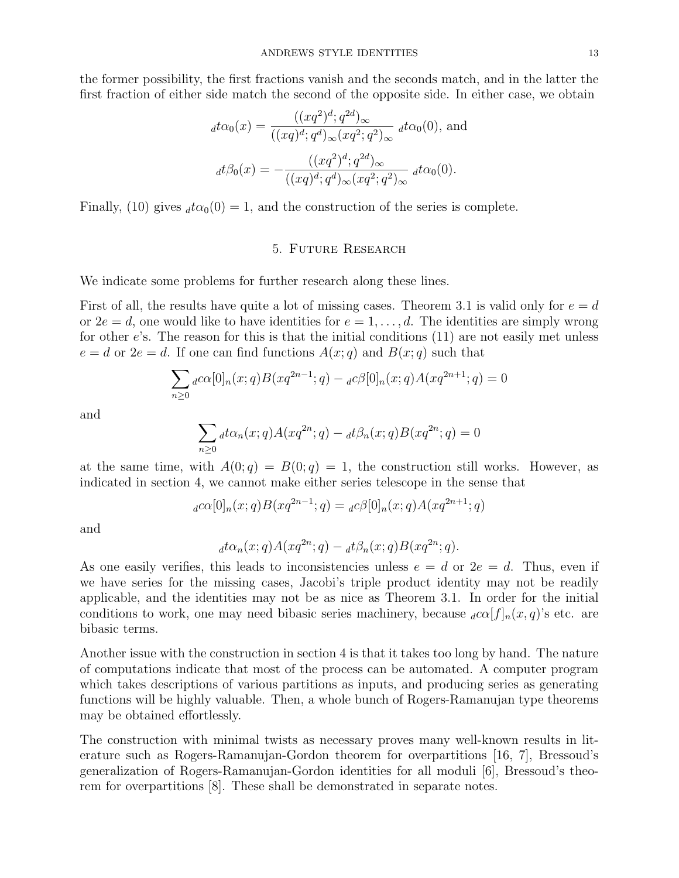the former possibility, the first fractions vanish and the seconds match, and in the latter the first fraction of either side match the second of the opposite side. In either case, we obtain

$$ {}_dt\alpha_0(x) = \frac{((xq^2)^d; q^{2d})_\infty}{((xq)^d; q^d)_\infty (xq^2; q^2)_\infty} \; {}_dt\alpha_0(0), \text{ and} $$

$$ {}_dt\beta_0(x) = -\frac{((xq^2)^d; q^{2d})_\infty}{((xq)^d; q^d)_\infty (xq^2; q^2)_\infty} \; {}_dt\alpha_0(0). $$

Finally, (10) gives ${}_dt\alpha_0(0) = 1$, and the construction of the series is complete.

## 5. Future Research

We indicate some problems for further research along these lines.

First of all, the results have quite a lot of missing cases. Theorem 3.1 is valid only for $e = d$ or $2e = d$, one would like to have identities for $e = 1, \ldots, d$. The identities are simply wrong for other $e$'s. The reason for this is that the initial conditions (11) are not easily met unless $e = d$ or $2e = d$. If one can find functions $A(x; q)$ and $B(x; q)$ such that

$$ \sum_{n \geq 0} {}_dc\alpha[0]_n(x; q) B(xq^{2n-1}; q) - {}_dc\beta[0]_n(x; q) A(xq^{2n+1}; q) = 0 $$

and

$$ \sum_{n \geq 0} {}_dt\alpha_n(x; q) A(xq^{2n}; q) - {}_dt\beta_n(x; q) B(xq^{2n}; q) = 0 $$

at the same time, with $A(0; q) = B(0; q) = 1$, the construction still works. However, as indicated in section 4, we cannot make either series telescope in the sense that

$$ {}_dc\alpha[0]_n(x; q) B(xq^{2n-1}; q) = {}_dc\beta[0]_n(x; q) A(xq^{2n+1}; q) $$

and

$$ {}_dt\alpha_n(x; q) A(xq^{2n}; q) - {}_dt\beta_n(x; q) B(xq^{2n}; q). $$

As one easily verifies, this leads to inconsistencies unless $e = d$ or $2e = d$. Thus, even if we have series for the missing cases, Jacobi's triple product identity may not be readily applicable, and the identities may not be as nice as Theorem 3.1. In order for the initial conditions to work, one may need bibasic series machinery, because ${}_dc\alpha[f]_n(x, q)$'s etc. are bibasic terms.

Another issue with the construction in section 4 is that it takes too long by hand. The nature of computations indicate that most of the process can be automated. A computer program which takes descriptions of various partitions as inputs, and producing series as generating functions will be highly valuable. Then, a whole bunch of Rogers-Ramanujan type theorems may be obtained effortlessly.

The construction with minimal twists as necessary proves many well-known results in literature such as Rogers-Ramanujan-Gordon theorem for overpartitions [16, 7], Bressoud's generalization of Rogers-Ramanujan-Gordon identities for all moduli [6], Bressoud's theorem for overpartitions [8]. These shall be demonstrated in separate notes.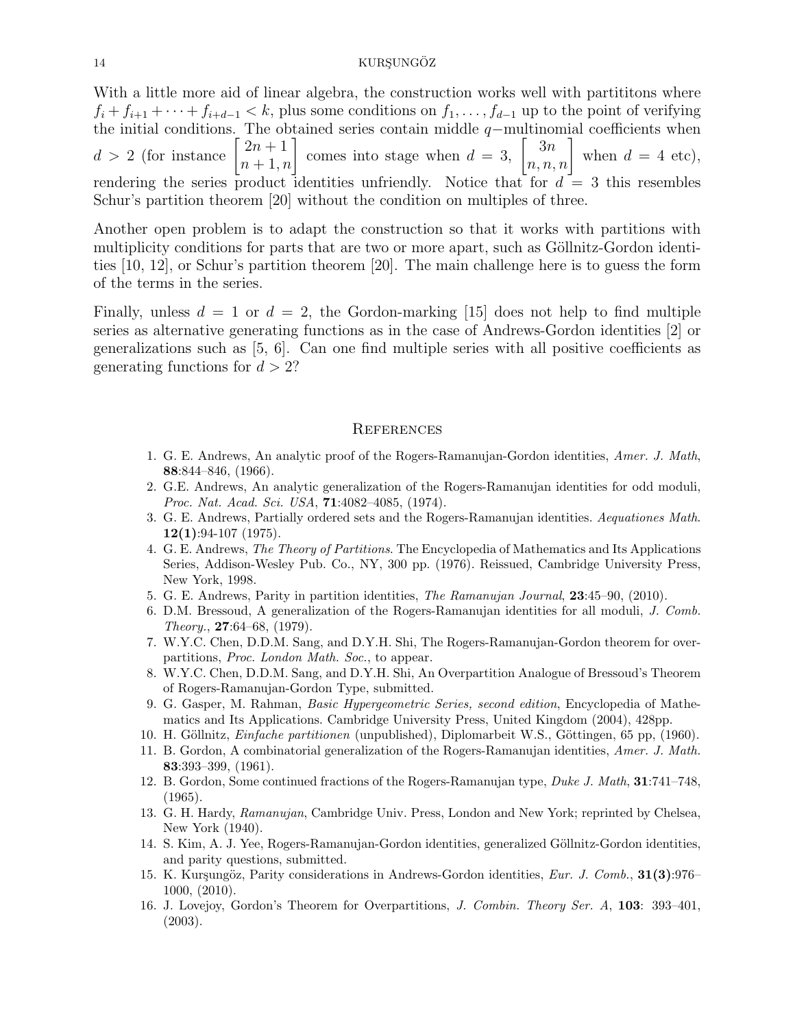With a little more aid of linear algebra, the construction works well with partititons where $f_i + f_{i+1} + \cdots + f_{i+d-1} < k$, plus some conditions on $f_1, \ldots, f_{d-1}$ up to the point of verifying the initial conditions. The obtained series contain middle $q-$multinomial coefficients when $d > 2$ (for instance $\begin{bmatrix} 2n+1 \\ n+1, n \end{bmatrix}$ comes into stage when $d = 3$, $\begin{bmatrix} 3n \\ n, n, n \end{bmatrix}$ when $d = 4$ etc), rendering the series product identities unfriendly. Notice that for $d = 3$ this resembles Schur's partition theorem [20] without the condition on multiples of three.

Another open problem is to adapt the construction so that it works with partitions with multiplicity conditions for parts that are two or more apart, such as Göllnitz-Gordon identities [10, 12], or Schur's partition theorem [20]. The main challenge here is to guess the form of the terms in the series.

Finally, unless $d = 1$ or $d = 2$, the Gordon-marking [15] does not help to find multiple series as alternative generating functions as in the case of Andrews-Gordon identities [2] or generalizations such as [5, 6]. Can one find multiple series with all positive coefficients as generating functions for $d > 2$?

## References

1. G. E. Andrews, An analytic proof of the Rogers-Ramanujan-Gordon identities, *Amer. J. Math*, **88**:844–846, (1966).
2. G.E. Andrews, An analytic generalization of the Rogers-Ramanujan identities for odd moduli, *Proc. Nat. Acad. Sci. USA*, **71**:4082–4085, (1974).
3. G. E. Andrews, Partially ordered sets and the Rogers-Ramanujan identities. *Aequationes Math.* **12(1)**:94-107 (1975).
4. G. E. Andrews, *The Theory of Partitions*. The Encyclopedia of Mathematics and Its Applications Series, Addison-Wesley Pub. Co., NY, 300 pp. (1976). Reissued, Cambridge University Press, New York, 1998.
5. G. E. Andrews, Parity in partition identities, *The Ramanujan Journal*, **23**:45–90, (2010).
6. D.M. Bressoud, A generalization of the Rogers-Ramanujan identities for all moduli, *J. Comb. Theory.*, **27**:64–68, (1979).
7. W.Y.C. Chen, D.D.M. Sang, and D.Y.H. Shi, The Rogers-Ramanujan-Gordon theorem for overpartitions, *Proc. London Math. Soc.*, to appear.
8. W.Y.C. Chen, D.D.M. Sang, and D.Y.H. Shi, An Overpartition Analogue of Bressoud's Theorem of Rogers-Ramanujan-Gordon Type, submitted.
9. G. Gasper, M. Rahman, *Basic Hypergeometric Series, second edition*, Encyclopedia of Mathematics and Its Applications. Cambridge University Press, United Kingdom (2004), 428pp.
10. H. Göllnitz, *Einfache partitionen* (unpublished), Diplomarbeit W.S., Göttingen, 65 pp, (1960).
11. B. Gordon, A combinatorial generalization of the Rogers-Ramanujan identities, *Amer. J. Math.* **83**:393–399, (1961).
12. B. Gordon, Some continued fractions of the Rogers-Ramanujan type, *Duke J. Math*, **31**:741–748, (1965).
13. G. H. Hardy, *Ramanujan*, Cambridge Univ. Press, London and New York; reprinted by Chelsea, New York (1940).
14. S. Kim, A. J. Yee, Rogers-Ramanujan-Gordon identities, generalized Göllnitz-Gordon identities, and parity questions, submitted.
15. K. Kurşungöz, Parity considerations in Andrews-Gordon identities, *Eur. J. Comb.*, **31(3)**:976–1000, (2010).
16. J. Lovejoy, Gordon's Theorem for Overpartitions, *J. Combin. Theory Ser. A*, **103**: 393–401, (2003).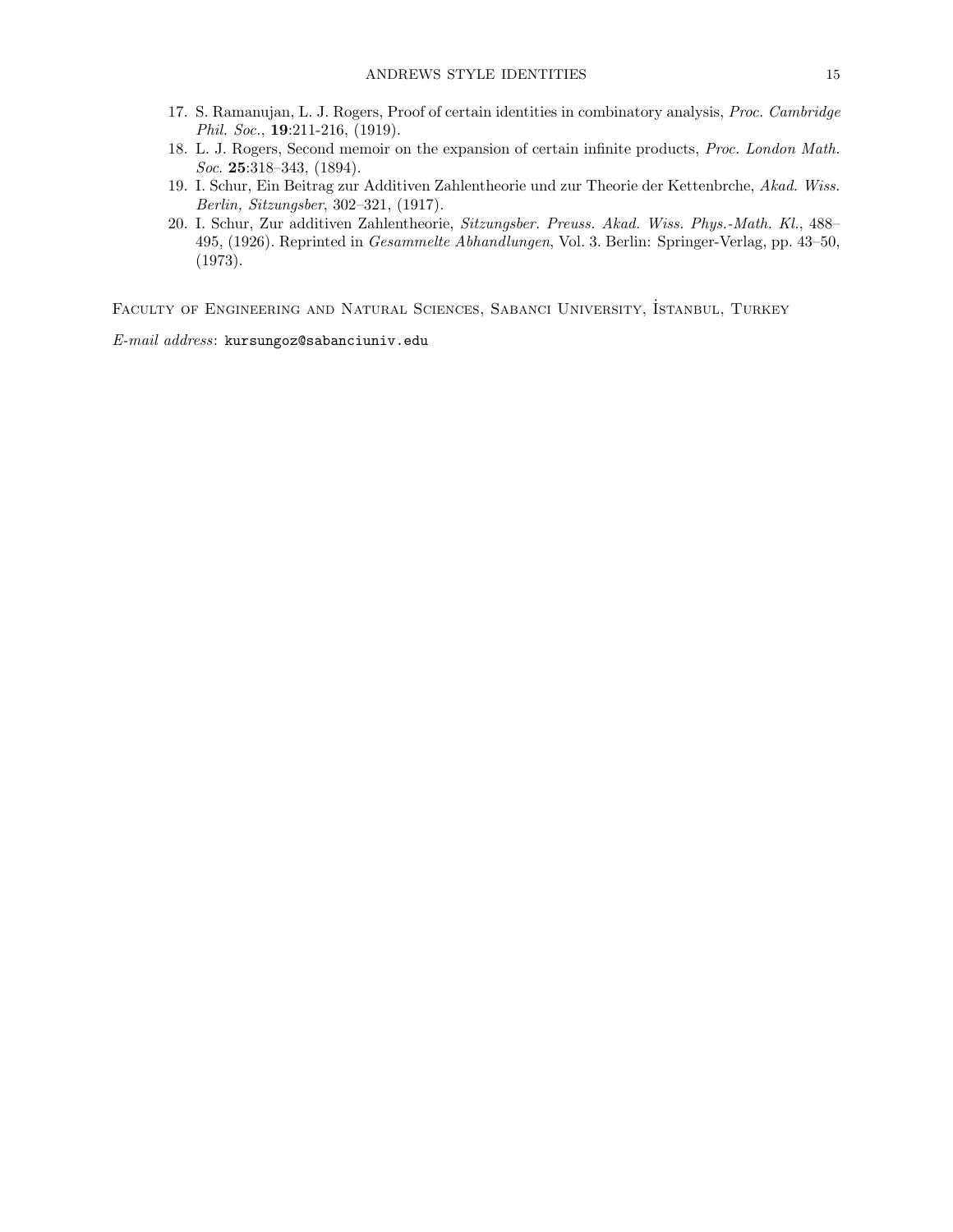17. S. Ramanujan, L. J. Rogers, Proof of certain identities in combinatory analysis, *Proc. Cambridge Phil. Soc.*, **19**:211-216, (1919).
18. L. J. Rogers, Second memoir on the expansion of certain infinite products, *Proc. London Math. Soc.* **25**:318–343, (1894).
19. I. Schur, Ein Beitrag zur Additiven Zahlentheorie und zur Theorie der Kettenbrche, *Akad. Wiss. Berlin, Sitzungsber*, 302–321, (1917).
20. I. Schur, Zur additiven Zahlentheorie, *Sitzungsber. Preuss. Akad. Wiss. Phys.-Math. Kl.*, 488–495, (1926). Reprinted in *Gesammelte Abhandlungen*, Vol. 3. Berlin: Springer-Verlag, pp. 43–50, (1973).

Faculty of Engineering and Natural Sciences, Sabanci University, İstanbul, Turkey

*E-mail address*: kursungoz@sabanciuniv.edu